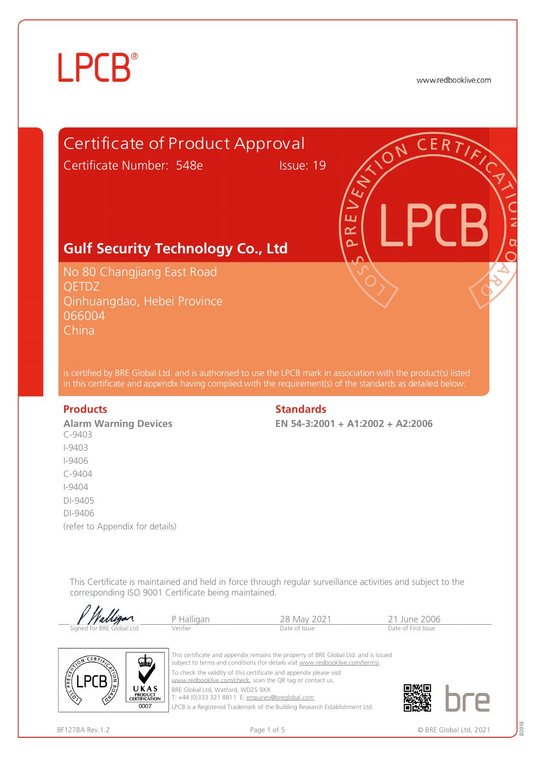LPCB®

www.redbooklive.com

# Certificate of Product Approval

Certificate Number: 548e    Issue: 19

## Gulf Security Technology Co., Ltd

No 80 Changjiang East Road
QETDZ
Qinhuangdao, Hebei Province
066004
China

is certified by BRE Global Ltd. and is authorised to use the LPCB mark in association with the product(s) listed in this certificate and appendix having complied with the requirement(s) of the standards as detailed below:

| Products | Standards |
| --- | --- |
| **Alarm Warning Devices** | **EN 54-3:2001 + A1:2002 + A2:2006** |
| C-9403 | |
| I-9403 | |
| I-9406 | |
| C-9404 | |
| I-9404 | |
| DI-9405 | |
| DI-9406 | |
| (refer to Appendix for details) | |

This Certificate is maintained and held in force through regular surveillance activities and subject to the corresponding ISO 9001 Certificate being maintained.

| Signed for BRE Global Ltd | P Halligan | 28 May 2021 | 21 June 2006 |
| --- | --- | --- | --- |
| | Verifier | Date of Issue | Date of First Issue |

UKAS PRODUCT CERTIFICATION 0007

This certificate and appendix remains the property of BRE Global Ltd. and is issued subject to terms and conditions (for details visit www.redbooklive.com/terms).

To check the validity of this certificate and appendix please visit www.redbooklive.com/check, scan the QR tag or contact us.

BRE Global Ltd, Watford, WD25 9XX
T: +44 (0)333 321 8811 E: enquiries@breglobal.com

LPCB is a Registered Trademark of the Building Research Establishment Ltd.

BF1278A Rev.1.2

© BRE Global Ltd, 2021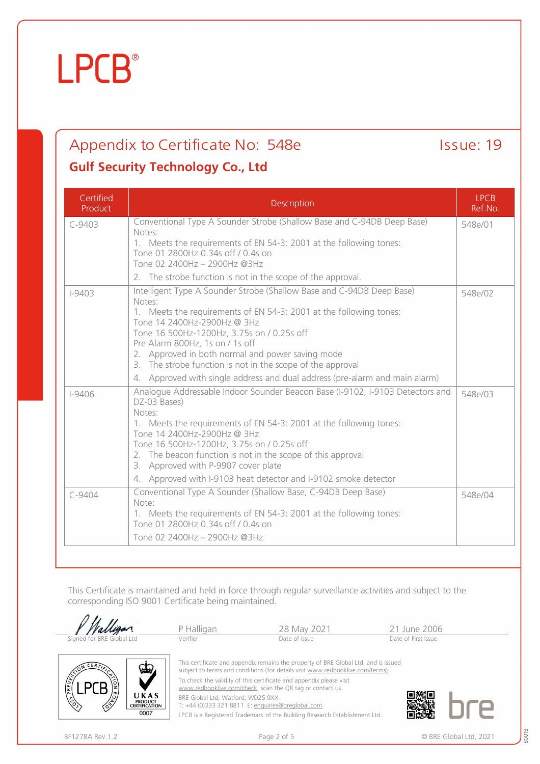# LPCB®

## Appendix to Certificate No: 548e — Issue: 19

### Gulf Security Technology Co., Ltd

| Certified Product | Description | LPCB Ref.No. |
|---|---|---|
| C-9403 | Conventional Type A Sounder Strobe (Shallow Base and C-94DB Deep Base)<br>Notes:<br>1. Meets the requirements of EN 54-3: 2001 at the following tones:<br>Tone 01 2800Hz 0.34s off / 0.4s on<br>Tone 02 2400Hz – 2900Hz @3Hz<br>2. The strobe function is not in the scope of the approval. | 548e/01 |
| I-9403 | Intelligent Type A Sounder Strobe (Shallow Base and C-94DB Deep Base)<br>Notes:<br>1. Meets the requirements of EN 54-3: 2001 at the following tones:<br>Tone 14 2400Hz-2900Hz @ 3Hz<br>Tone 16 500Hz-1200Hz, 3.75s on / 0.25s off<br>Pre Alarm 800Hz, 1s on / 1s off<br>2. Approved in both normal and power saving mode<br>3. The strobe function is not in the scope of the approval<br>4. Approved with single address and dual address (pre-alarm and main alarm) | 548e/02 |
| I-9406 | Analogue Addressable Indoor Sounder Beacon Base (I-9102, I-9103 Detectors and DZ-03 Bases)<br>Notes:<br>1. Meets the requirements of EN 54-3: 2001 at the following tones:<br>Tone 14 2400Hz-2900Hz @ 3Hz<br>Tone 16 500Hz-1200Hz, 3.75s on / 0.25s off<br>2. The beacon function is not in the scope of this approval<br>3. Approved with P-9907 cover plate<br>4. Approved with I-9103 heat detector and I-9102 smoke detector | 548e/03 |
| C-9404 | Conventional Type A Sounder (Shallow Base, C-94DB Deep Base)<br>Note:<br>1. Meets the requirements of EN 54-3: 2001 at the following tones:<br>Tone 01 2800Hz 0.34s off / 0.4s on<br>Tone 02 2400Hz – 2900Hz @3Hz | 548e/04 |

This Certificate is maintained and held in force through regular surveillance activities and subject to the corresponding ISO 9001 Certificate being maintained.

| Signed for BRE Global Ltd | P Halligan<br>Verifier | 28 May 2021<br>Date of Issue | 21 June 2006<br>Date of First Issue |
|---|---|---|---|

This certificate and appendix remains the property of BRE Global Ltd. and is issued subject to terms and conditions (for details visit www.redbooklive.com/terms).

To check the validity of this certificate and appendix please visit www.redbooklive.com/check, scan the QR tag or contact us.

BRE Global Ltd, Watford, WD25 9XX
T: +44 (0)333 321 8811 E: enquiries@breglobal.com

LPCB is a Registered Trademark of the Building Research Establishment Ltd.

BF1278A Rev.1.2 — © BRE Global Ltd, 2021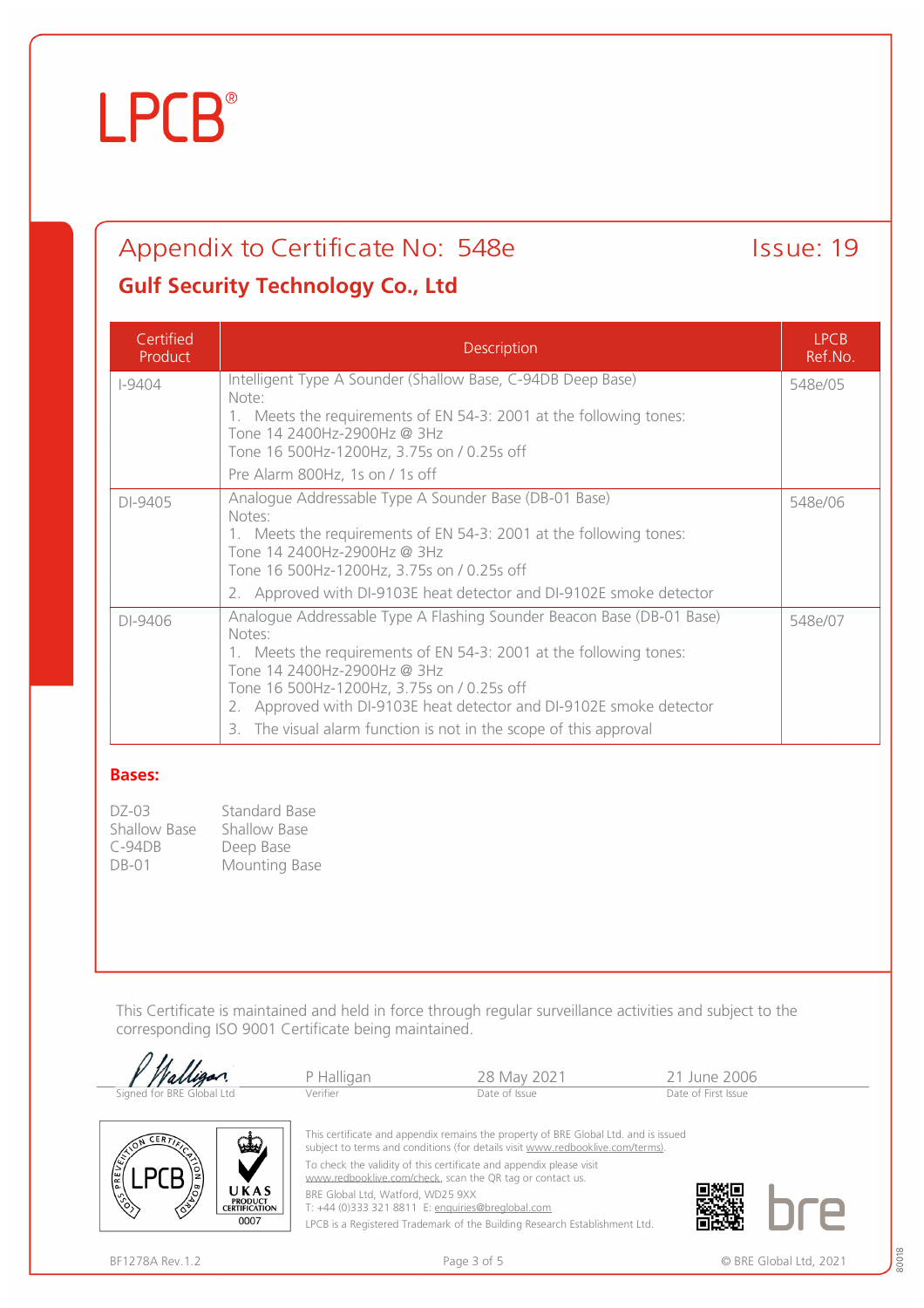LPCB®

## Appendix to Certificate No: 548e

Issue: 19

### Gulf Security Technology Co., Ltd

| Certified Product | Description | LPCB Ref.No. |
|---|---|---|
| I-9404 | Intelligent Type A Sounder (Shallow Base, C-94DB Deep Base)<br>Note:<br>1. Meets the requirements of EN 54-3: 2001 at the following tones:<br>Tone 14 2400Hz-2900Hz @ 3Hz<br>Tone 16 500Hz-1200Hz, 3.75s on / 0.25s off<br>Pre Alarm 800Hz, 1s on / 1s off | 548e/05 |
| DI-9405 | Analogue Addressable Type A Sounder Base (DB-01 Base)<br>Notes:<br>1. Meets the requirements of EN 54-3: 2001 at the following tones:<br>Tone 14 2400Hz-2900Hz @ 3Hz<br>Tone 16 500Hz-1200Hz, 3.75s on / 0.25s off<br>2. Approved with DI-9103E heat detector and DI-9102E smoke detector | 548e/06 |
| DI-9406 | Analogue Addressable Type A Flashing Sounder Beacon Base (DB-01 Base)<br>Notes:<br>1. Meets the requirements of EN 54-3: 2001 at the following tones:<br>Tone 14 2400Hz-2900Hz @ 3Hz<br>Tone 16 500Hz-1200Hz, 3.75s on / 0.25s off<br>2. Approved with DI-9103E heat detector and DI-9102E smoke detector<br>3. The visual alarm function is not in the scope of this approval | 548e/07 |

**Bases:**

| | |
|---|---|
| DZ-03 | Standard Base |
| Shallow Base | Shallow Base |
| C-94DB | Deep Base |
| DB-01 | Mounting Base |

This Certificate is maintained and held in force through regular surveillance activities and subject to the corresponding ISO 9001 Certificate being maintained.

| Signed for BRE Global Ltd | P Halligan<br>Verifier | 28 May 2021<br>Date of Issue | 21 June 2006<br>Date of First Issue |
|---|---|---|---|

This certificate and appendix remains the property of BRE Global Ltd. and is issued subject to terms and conditions (for details visit www.redbooklive.com/terms).

To check the validity of this certificate and appendix please visit www.redbooklive.com/check, scan the QR tag or contact us.

BRE Global Ltd, Watford, WD25 9XX
T: +44 (0)333 321 8811 E: enquiries@breglobal.com

LPCB is a Registered Trademark of the Building Research Establishment Ltd.

BF1278A Rev.1.2

© BRE Global Ltd, 2021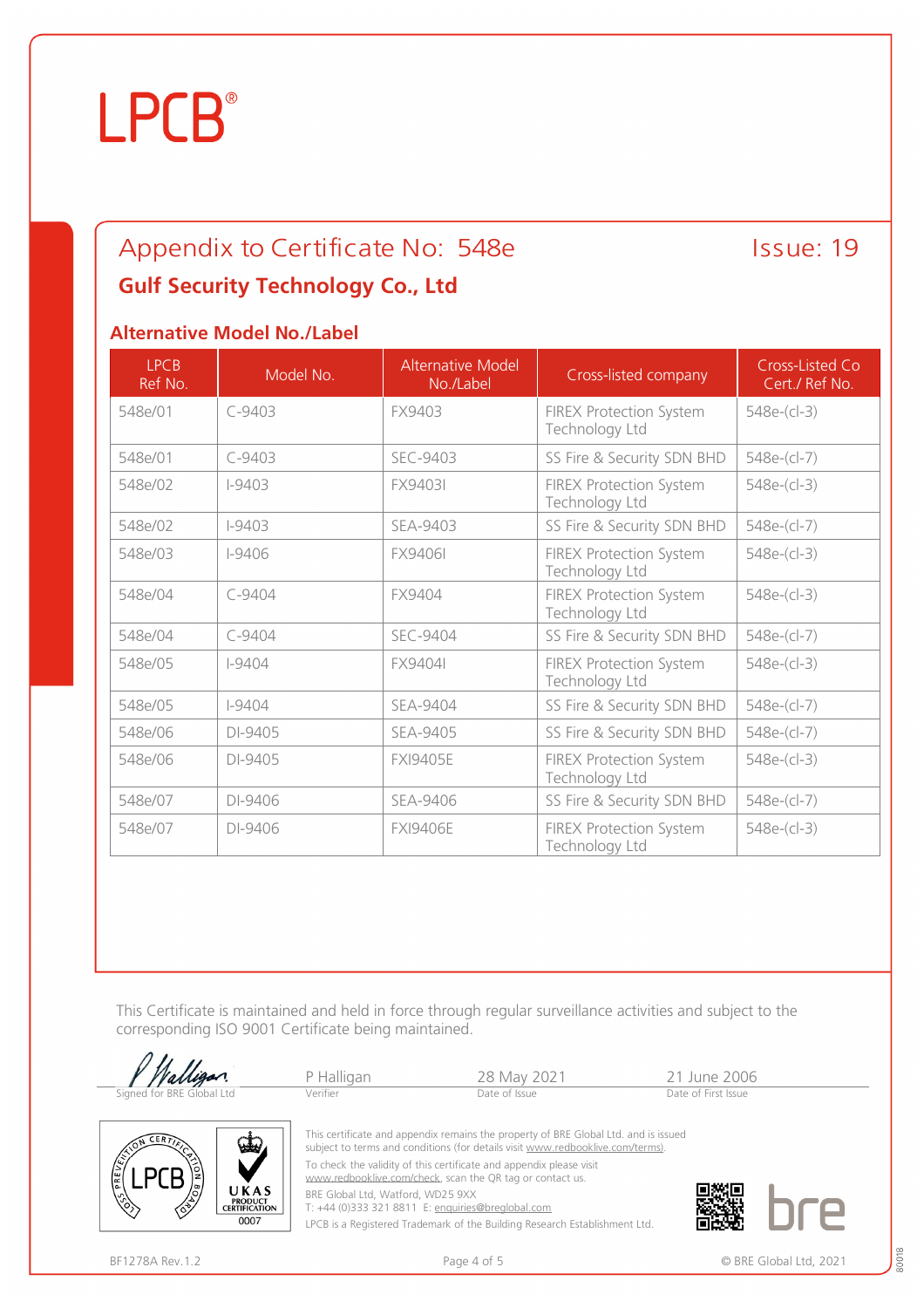LPCB®

## Appendix to Certificate No: 548e

Issue: 19

### Gulf Security Technology Co., Ltd

#### Alternative Model No./Label

| LPCB Ref No. | Model No. | Alternative Model No./Label | Cross-listed company | Cross-Listed Co Cert./ Ref No. |
|---|---|---|---|---|
| 548e/01 | C-9403 | FX9403 | FIREX Protection System Technology Ltd | 548e-(cl-3) |
| 548e/01 | C-9403 | SEC-9403 | SS Fire & Security SDN BHD | 548e-(cl-7) |
| 548e/02 | I-9403 | FX9403I | FIREX Protection System Technology Ltd | 548e-(cl-3) |
| 548e/02 | I-9403 | SEA-9403 | SS Fire & Security SDN BHD | 548e-(cl-7) |
| 548e/03 | I-9406 | FX9406I | FIREX Protection System Technology Ltd | 548e-(cl-3) |
| 548e/04 | C-9404 | FX9404 | FIREX Protection System Technology Ltd | 548e-(cl-3) |
| 548e/04 | C-9404 | SEC-9404 | SS Fire & Security SDN BHD | 548e-(cl-7) |
| 548e/05 | I-9404 | FX9404I | FIREX Protection System Technology Ltd | 548e-(cl-3) |
| 548e/05 | I-9404 | SEA-9404 | SS Fire & Security SDN BHD | 548e-(cl-7) |
| 548e/06 | DI-9405 | SEA-9405 | SS Fire & Security SDN BHD | 548e-(cl-7) |
| 548e/06 | DI-9405 | FXI9405E | FIREX Protection System Technology Ltd | 548e-(cl-3) |
| 548e/07 | DI-9406 | SEA-9406 | SS Fire & Security SDN BHD | 548e-(cl-7) |
| 548e/07 | DI-9406 | FXI9406E | FIREX Protection System Technology Ltd | 548e-(cl-3) |

This Certificate is maintained and held in force through regular surveillance activities and subject to the corresponding ISO 9001 Certificate being maintained.

| Signed for BRE Global Ltd | P Halligan | 28 May 2021 | 21 June 2006 |
|---|---|---|---|
| | Verifier | Date of Issue | Date of First Issue |

This certificate and appendix remains the property of BRE Global Ltd. and is issued subject to terms and conditions (for details visit www.redbooklive.com/terms).

To check the validity of this certificate and appendix please visit www.redbooklive.com/check, scan the QR tag or contact us.

BRE Global Ltd, Watford, WD25 9XX
T: +44 (0)333 321 8811 E: enquiries@breglobal.com

LPCB is a Registered Trademark of the Building Research Establishment Ltd.

BF1278A Rev.1.2

© BRE Global Ltd, 2021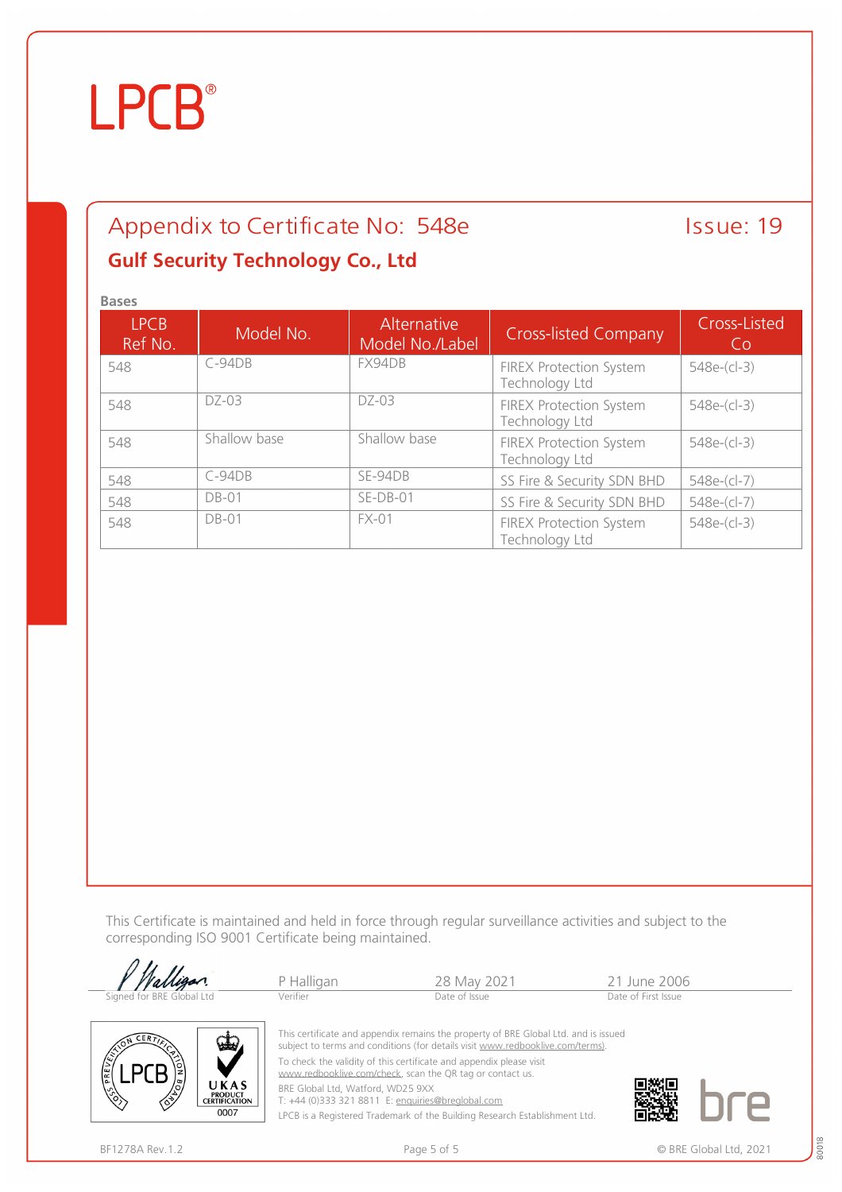# LPCB®

## Appendix to Certificate No: 548e

Issue: 19

### Gulf Security Technology Co., Ltd

**Bases**

| LPCB Ref No. | Model No. | Alternative Model No./Label | Cross-listed Company | Cross-Listed Co |
|---|---|---|---|---|
| 548 | C-94DB | FX94DB | FIREX Protection System Technology Ltd | 548e-(cl-3) |
| 548 | DZ-03 | DZ-03 | FIREX Protection System Technology Ltd | 548e-(cl-3) |
| 548 | Shallow base | Shallow base | FIREX Protection System Technology Ltd | 548e-(cl-3) |
| 548 | C-94DB | SE-94DB | SS Fire & Security SDN BHD | 548e-(cl-7) |
| 548 | DB-01 | SE-DB-01 | SS Fire & Security SDN BHD | 548e-(cl-7) |
| 548 | DB-01 | FX-01 | FIREX Protection System Technology Ltd | 548e-(cl-3) |

This Certificate is maintained and held in force through regular surveillance activities and subject to the corresponding ISO 9001 Certificate being maintained.

| Signed for BRE Global Ltd | P Halligan<br>Verifier | 28 May 2021<br>Date of Issue | 21 June 2006<br>Date of First Issue |
|---|---|---|---|

This certificate and appendix remains the property of BRE Global Ltd. and is issued subject to terms and conditions (for details visit www.redbooklive.com/terms).

To check the validity of this certificate and appendix please visit www.redbooklive.com/check, scan the QR tag or contact us.

BRE Global Ltd, Watford, WD25 9XX
T: +44 (0)333 321 8811 E: enquiries@breglobal.com

LPCB is a Registered Trademark of the Building Research Establishment Ltd.

UKAS PRODUCT CERTIFICATION 0007

BF1278A Rev.1.2

© BRE Global Ltd, 2021